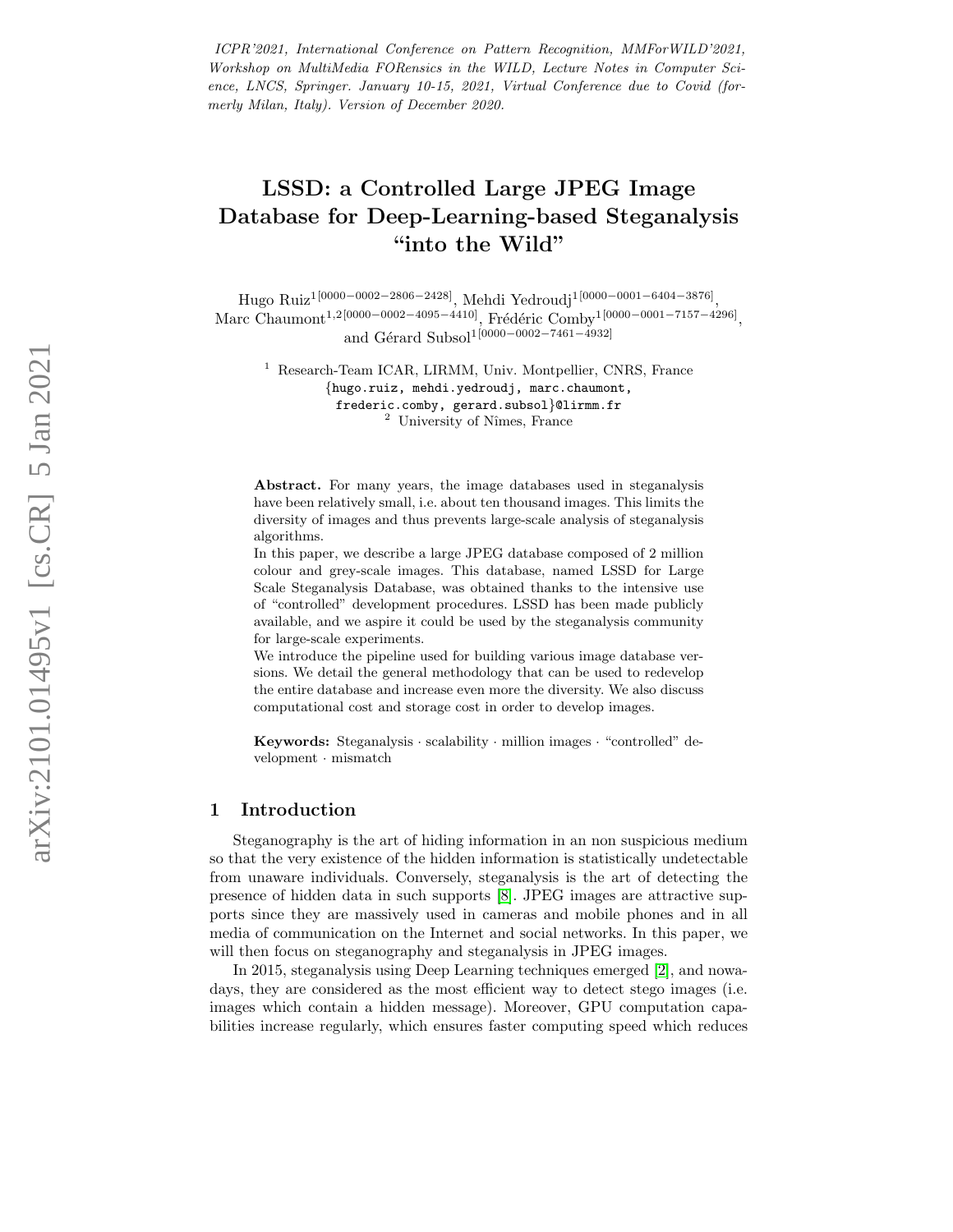*ICPR'2021, International Conference on Pattern Recognition, MMForWILD'2021, Workshop on MultiMedia FORensics in the WILD, Lecture Notes in Computer Science, LNCS, Springer. January 10-15, 2021, Virtual Conference due to Covid (formerly Milan, Italy). Version of December 2020.*

# LSSD: a Controlled Large JPEG Image Database for Deep-Learning-based Steganalysis "into the Wild"

Hugo Ruiz[1[0000−0002−2806−2428]], Mehdi Yedroudj[1[0000−0001−6404−3876]], Marc Chaumont[1,2[0000−0002−4095−4410]], Frédéric Comby[1[0000−0001−7157−4296]], and Gérard Subsol[1[0000−0002−7461−4932]]

[1] Research-Team ICAR, LIRMM, Univ. Montpellier, CNRS, France
{hugo.ruiz, mehdi.yedroudj, marc.chaumont, frederic.comby, gerard.subsol}@lirmm.fr
[2] University of Nîmes, France

**Abstract.** For many years, the image databases used in steganalysis have been relatively small, i.e. about ten thousand images. This limits the diversity of images and thus prevents large-scale analysis of steganalysis algorithms.

In this paper, we describe a large JPEG database composed of 2 million colour and grey-scale images. This database, named LSSD for Large Scale Steganalysis Database, was obtained thanks to the intensive use of "controlled" development procedures. LSSD has been made publicly available, and we aspire it could be used by the steganalysis community for large-scale experiments.

We introduce the pipeline used for building various image database versions. We detail the general methodology that can be used to redevelop the entire database and increase even more the diversity. We also discuss computational cost and storage cost in order to develop images.

**Keywords:** Steganalysis · scalability · million images · "controlled" development · mismatch

## 1 Introduction

Steganography is the art of hiding information in an non suspicious medium so that the very existence of the hidden information is statistically undetectable from unaware individuals. Conversely, steganalysis is the art of detecting the presence of hidden data in such supports [8]. JPEG images are attractive supports since they are massively used in cameras and mobile phones and in all media of communication on the Internet and social networks. In this paper, we will then focus on steganography and steganalysis in JPEG images.

In 2015, steganalysis using Deep Learning techniques emerged [2], and nowadays, they are considered as the most efficient way to detect stego images (i.e. images which contain a hidden message). Moreover, GPU computation capabilities increase regularly, which ensures faster computing speed which reduces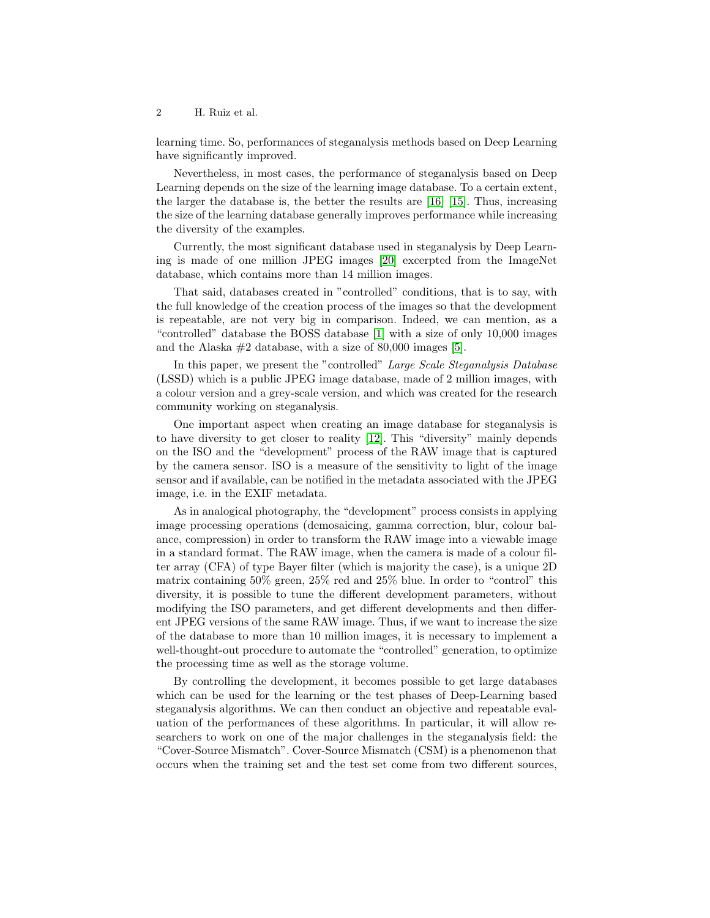learning time. So, performances of steganalysis methods based on Deep Learning have significantly improved.

Nevertheless, in most cases, the performance of steganalysis based on Deep Learning depends on the size of the learning image database. To a certain extent, the larger the database is, the better the results are [16] [15]. Thus, increasing the size of the learning database generally improves performance while increasing the diversity of the examples.

Currently, the most significant database used in steganalysis by Deep Learning is made of one million JPEG images [20] excerpted from the ImageNet database, which contains more than 14 million images.

That said, databases created in "controlled" conditions, that is to say, with the full knowledge of the creation process of the images so that the development is repeatable, are not very big in comparison. Indeed, we can mention, as a "controlled" database the BOSS database [1] with a size of only 10,000 images and the Alaska #2 database, with a size of 80,000 images [5].

In this paper, we present the "controlled" *Large Scale Steganalysis Database* (LSSD) which is a public JPEG image database, made of 2 million images, with a colour version and a grey-scale version, and which was created for the research community working on steganalysis.

One important aspect when creating an image database for steganalysis is to have diversity to get closer to reality [12]. This "diversity" mainly depends on the ISO and the "development" process of the RAW image that is captured by the camera sensor. ISO is a measure of the sensitivity to light of the image sensor and if available, can be notified in the metadata associated with the JPEG image, i.e. in the EXIF metadata.

As in analogical photography, the "development" process consists in applying image processing operations (demosaicing, gamma correction, blur, colour balance, compression) in order to transform the RAW image into a viewable image in a standard format. The RAW image, when the camera is made of a colour filter array (CFA) of type Bayer filter (which is majority the case), is a unique 2D matrix containing 50% green, 25% red and 25% blue. In order to "control" this diversity, it is possible to tune the different development parameters, without modifying the ISO parameters, and get different developments and then different JPEG versions of the same RAW image. Thus, if we want to increase the size of the database to more than 10 million images, it is necessary to implement a well-thought-out procedure to automate the "controlled" generation, to optimize the processing time as well as the storage volume.

By controlling the development, it becomes possible to get large databases which can be used for the learning or the test phases of Deep-Learning based steganalysis algorithms. We can then conduct an objective and repeatable evaluation of the performances of these algorithms. In particular, it will allow researchers to work on one of the major challenges in the steganalysis field: the "Cover-Source Mismatch". Cover-Source Mismatch (CSM) is a phenomenon that occurs when the training set and the test set come from two different sources,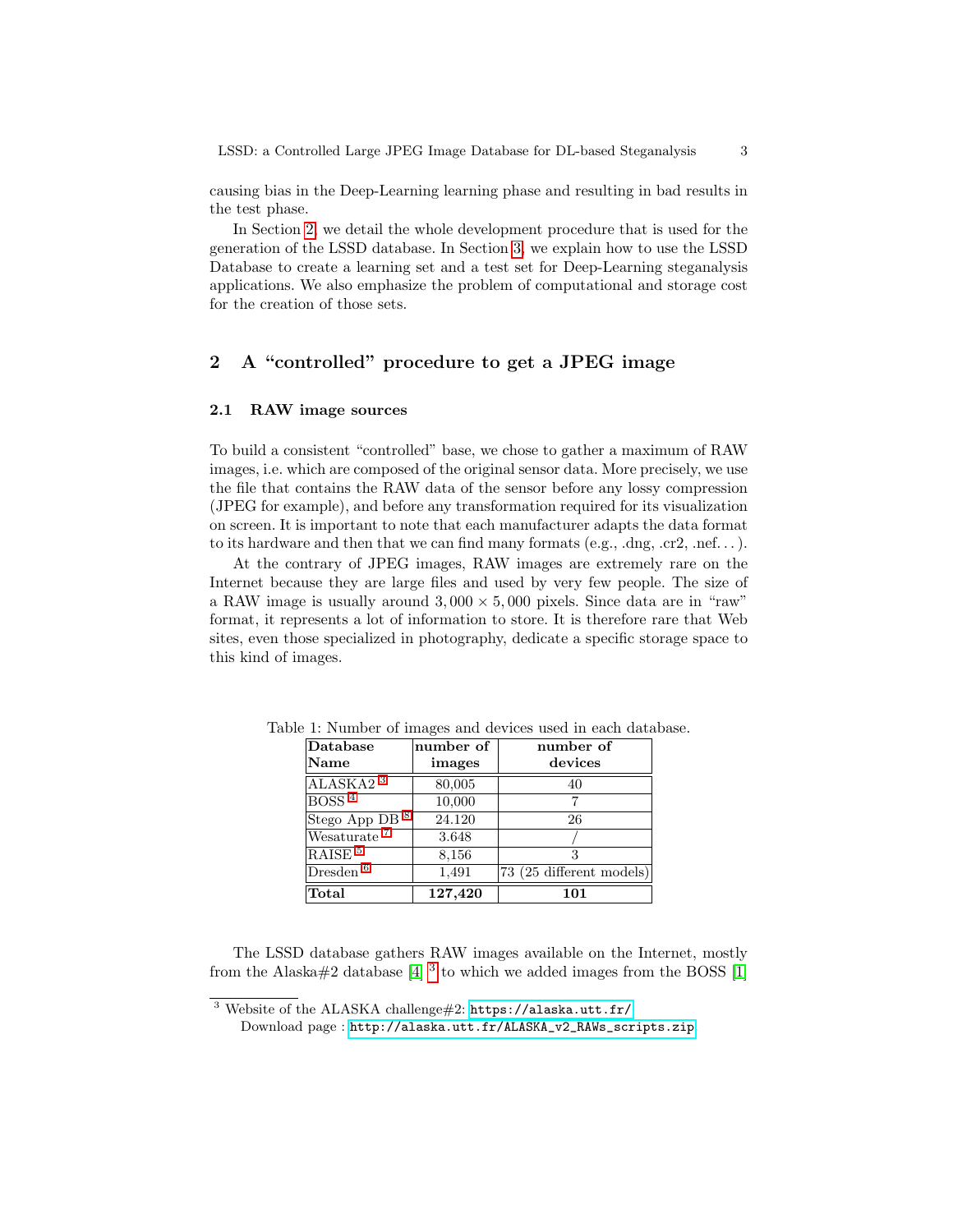causing bias in the Deep-Learning learning phase and resulting in bad results in the test phase.

In Section 2, we detail the whole development procedure that is used for the generation of the LSSD database. In Section 3, we explain how to use the LSSD Database to create a learning set and a test set for Deep-Learning steganalysis applications. We also emphasize the problem of computational and storage cost for the creation of those sets.

## 2 A "controlled" procedure to get a JPEG image

### 2.1 RAW image sources

To build a consistent "controlled" base, we chose to gather a maximum of RAW images, i.e. which are composed of the original sensor data. More precisely, we use the file that contains the RAW data of the sensor before any lossy compression (JPEG for example), and before any transformation required for its visualization on screen. It is important to note that each manufacturer adapts the data format to its hardware and then that we can find many formats (e.g., .dng, .cr2, .nef...).

At the contrary of JPEG images, RAW images are extremely rare on the Internet because they are large files and used by very few people. The size of a RAW image is usually around $3,000 \times 5,000$ pixels. Since data are in "raw" format, it represents a lot of information to store. It is therefore rare that Web sites, even those specialized in photography, dedicate a specific storage space to this kind of images.

Table 1: Number of images and devices used in each database.

| Database Name | number of images | number of devices |
|---|---|---|
| ALASKA2 [3] | 80,005 | 40 |
| BOSS [4] | 10,000 | 7 |
| Stego App DB [8] | 24.120 | 26 |
| Wesaturate [7] | 3.648 | / |
| RAISE [5] | 8,156 | 3 |
| Dresden [6] | 1,491 | 73 (25 different models) |
| **Total** | **127,420** | **101** |

The LSSD database gathers RAW images available on the Internet, mostly from the Alaska#2 database [4] [3] to which we added images from the BOSS [1]

[3] Website of the ALASKA challenge#2: https://alaska.utt.fr/
Download page : http://alaska.utt.fr/ALASKA_v2_RAWs_scripts.zip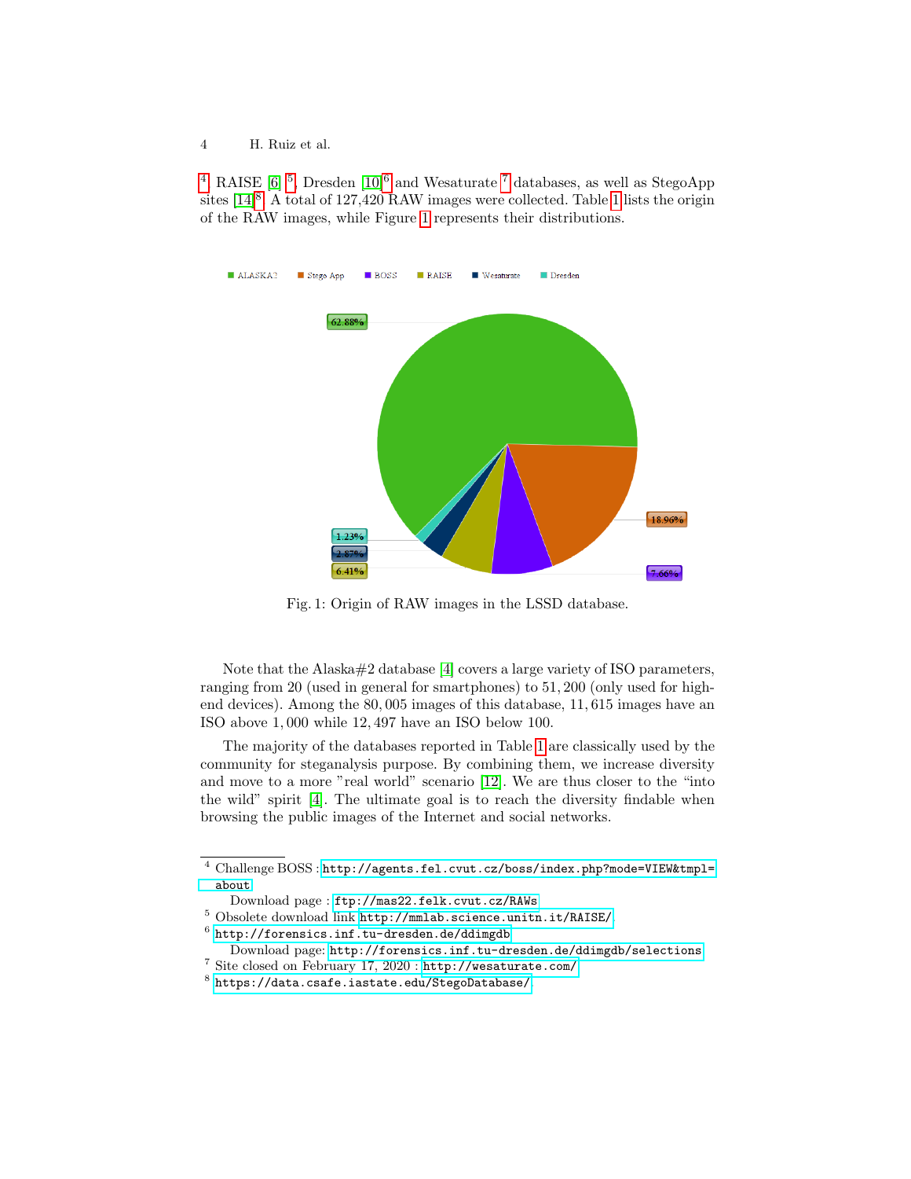[4], RAISE [6] [5], Dresden [10][6] and Wesaturate [7] databases, as well as StegoApp sites [14][8]. A total of 127,420 RAW images were collected. Table 1 lists the origin of the RAW images, while Figure 1 represents their distributions.

Fig. 1: Origin of RAW images in the LSSD database.

Note that the Alaska#2 database [4] covers a large variety of ISO parameters, ranging from 20 (used in general for smartphones) to 51, 200 (only used for high-end devices). Among the 80, 005 images of this database, 11, 615 images have an ISO above 1, 000 while 12, 497 have an ISO below 100.

The majority of the databases reported in Table 1 are classically used by the community for steganalysis purpose. By combining them, we increase diversity and move to a more "real world" scenario [12]. We are thus closer to the "into the wild" spirit [4]. The ultimate goal is to reach the diversity findable when browsing the public images of the Internet and social networks.

---

[4] Challenge BOSS : http://agents.fel.cvut.cz/boss/index.php?mode=VIEW&tmpl=about
Download page : ftp://mas22.felk.cvut.cz/RAWs

[5] Obsolete download link http://mmlab.science.unitn.it/RAISE/

[6] http://forensics.inf.tu-dresden.de/ddimgdb
Download page: http://forensics.inf.tu-dresden.de/ddimgdb/selections

[7] Site closed on February 17, 2020 : http://wesaturate.com/

[8] https://data.csafe.iastate.edu/StegoDatabase/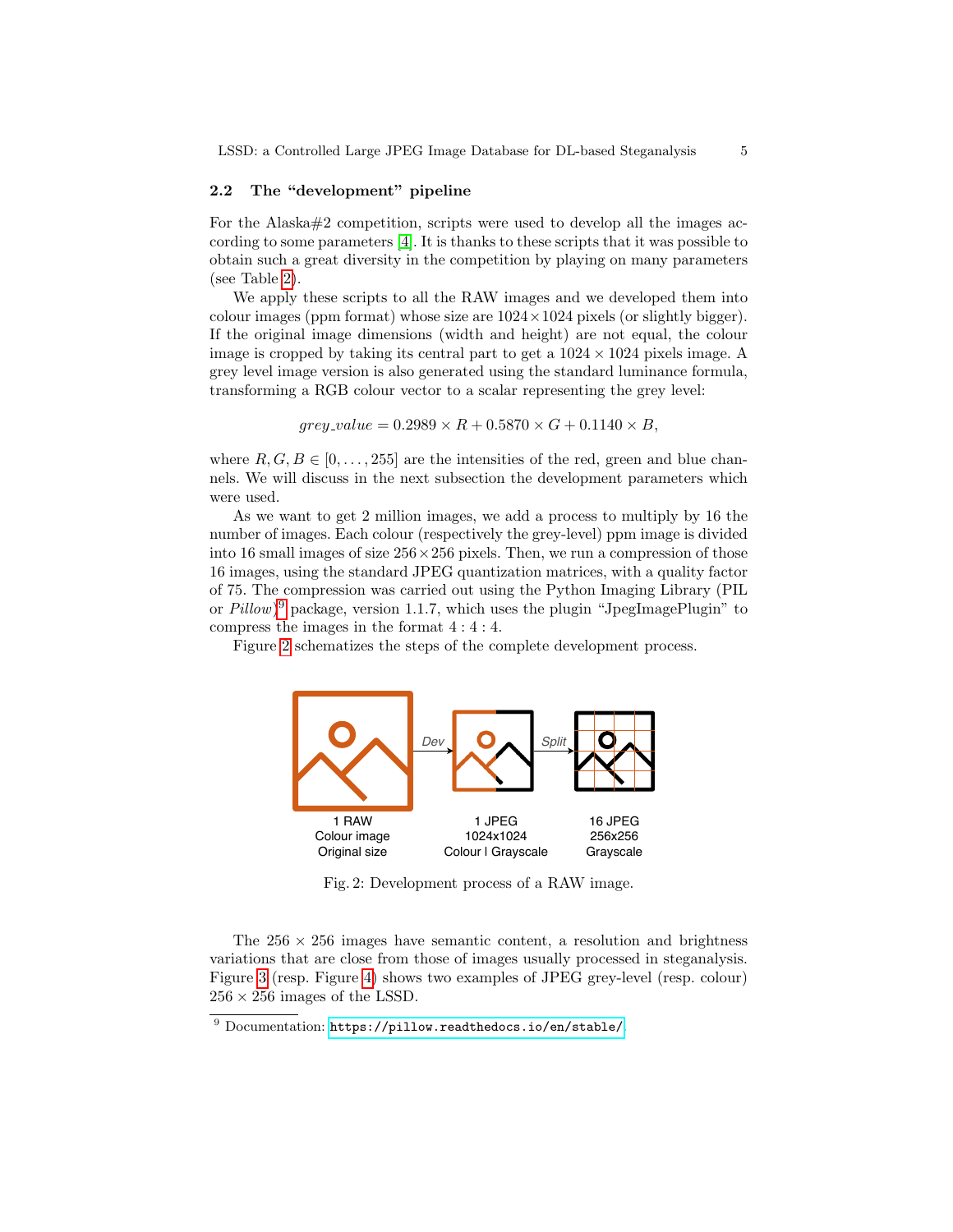### 2.2 The "development" pipeline

For the Alaska#2 competition, scripts were used to develop all the images according to some parameters [4]. It is thanks to these scripts that it was possible to obtain such a great diversity in the competition by playing on many parameters (see Table 2).

We apply these scripts to all the RAW images and we developed them into colour images (ppm format) whose size are $1024 \times 1024$ pixels (or slightly bigger). If the original image dimensions (width and height) are not equal, the colour image is cropped by taking its central part to get a $1024 \times 1024$ pixels image. A grey level image version is also generated using the standard luminance formula, transforming a RGB colour vector to a scalar representing the grey level:

$$grey\_value = 0.2989 \times R + 0.5870 \times G + 0.1140 \times B,$$

where $R, G, B \in [0, \ldots, 255]$ are the intensities of the red, green and blue channels. We will discuss in the next subsection the development parameters which were used.

As we want to get 2 million images, we add a process to multiply by 16 the number of images. Each colour (respectively the grey-level) ppm image is divided into 16 small images of size $256 \times 256$ pixels. Then, we run a compression of those 16 images, using the standard JPEG quantization matrices, with a quality factor of 75. The compression was carried out using the Python Imaging Library (PIL or *Pillow*)[9] package, version 1.1.7, which uses the plugin "JpegImagePlugin" to compress the images in the format $4:4:4$.

Figure 2 schematizes the steps of the complete development process.

Dev → Split

1 RAW Colour image Original size | 1 JPEG 1024x1024 Colour | Grayscale | 16 JPEG 256x256 Grayscale

Fig. 2: Development process of a RAW image.

The $256 \times 256$ images have semantic content, a resolution and brightness variations that are close from those of images usually processed in steganalysis. Figure 3 (resp. Figure 4) shows two examples of JPEG grey-level (resp. colour) $256 \times 256$ images of the LSSD.

[9] Documentation: https://pillow.readthedocs.io/en/stable/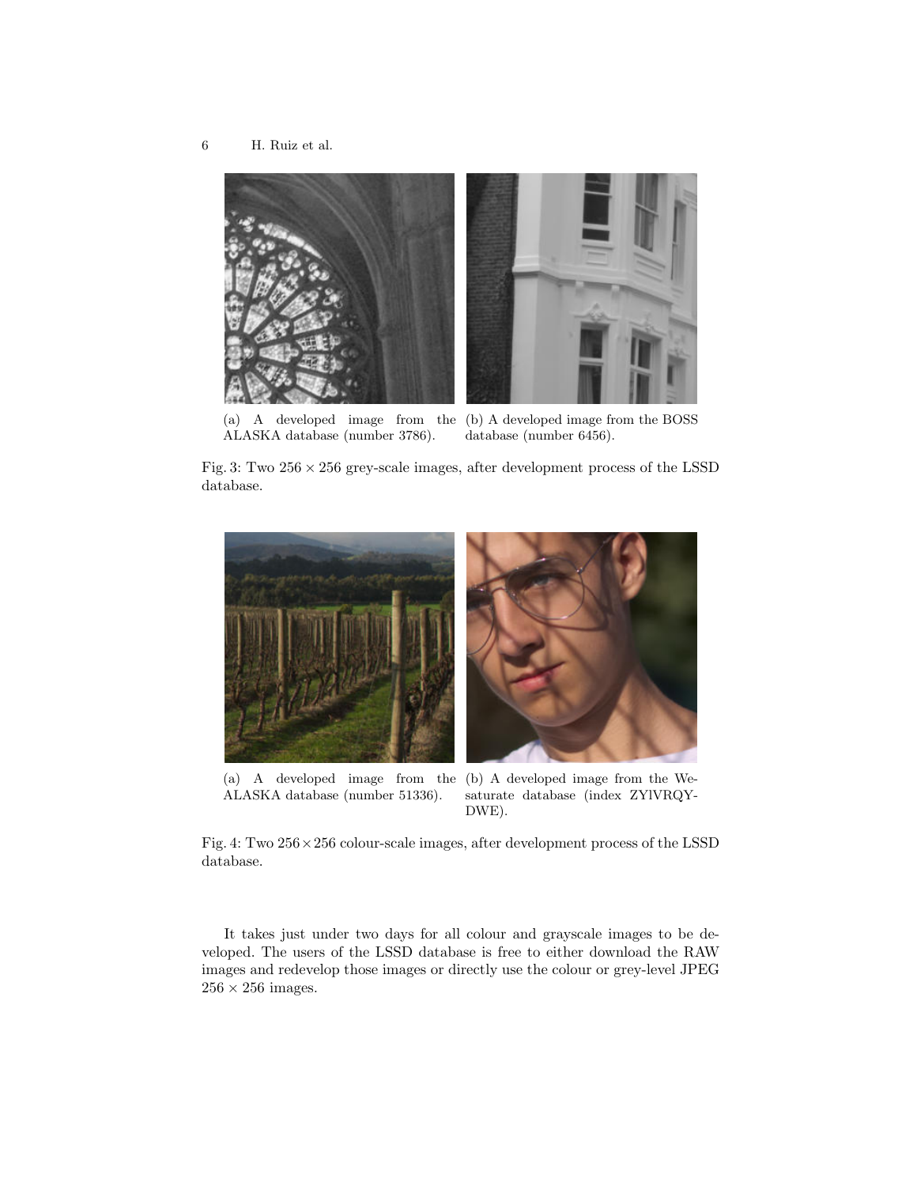(a) A developed image from the ALASKA database (number 3786).

(b) A developed image from the BOSS database (number 6456).

Fig. 3: Two $256 \times 256$ grey-scale images, after development process of the LSSD database.

(a) A developed image from the ALASKA database (number 51336).

(b) A developed image from the Wesaturate database (index ZYlVRQY-DWE).

Fig. 4: Two $256 \times 256$ colour-scale images, after development process of the LSSD database.

It takes just under two days for all colour and grayscale images to be developed. The users of the LSSD database is free to either download the RAW images and redevelop those images or directly use the colour or grey-level JPEG $256 \times 256$ images.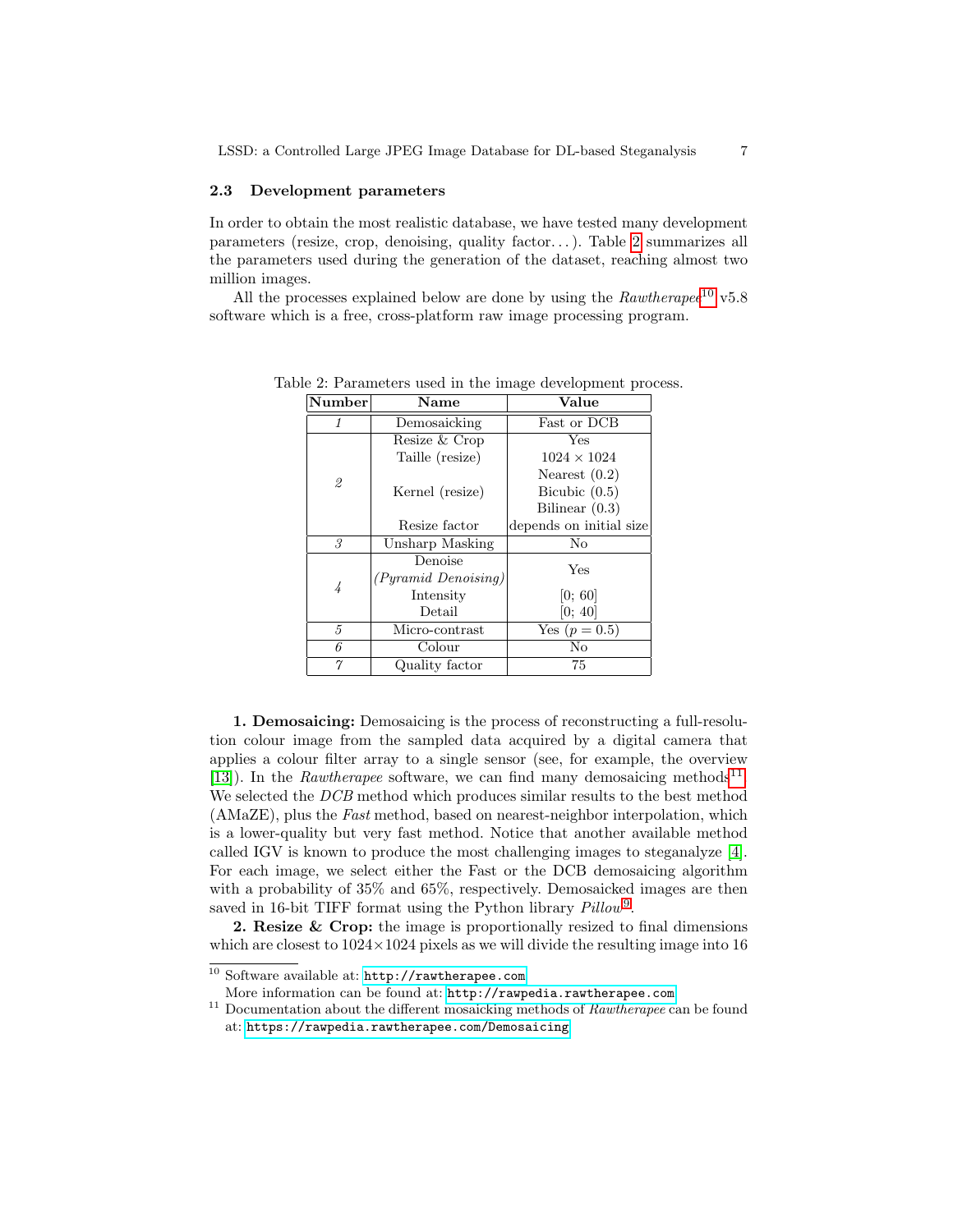### 2.3 Development parameters

In order to obtain the most realistic database, we have tested many development parameters (resize, crop, denoising, quality factor...). Table 2 summarizes all the parameters used during the generation of the dataset, reaching almost two million images.

All the processes explained below are done by using the *Rawtherapee*[10] v5.8 software which is a free, cross-platform raw image processing program.

Table 2: Parameters used in the image development process.

| Number | Name | Value |
|---|---|---|
| *1* | Demosaicking | Fast or DCB |
| *2* | Resize & Crop | Yes |
| | Taille (resize) | $1024 \times 1024$ |
| | Kernel (resize) | Nearest (0.2)<br>Bicubic (0.5)<br>Bilinear (0.3) |
| | Resize factor | depends on initial size |
| *3* | Unsharp Masking | No |
| *4* | Denoise (*Pyramid Denoising*) | Yes |
| | Intensity | [0; 60] |
| | Detail | [0; 40] |
| *5* | Micro-contrast | Yes ($p = 0.5$) |
| *6* | Colour | No |
| *7* | Quality factor | 75 |

**1. Demosaicing:** Demosaicing is the process of reconstructing a full-resolution colour image from the sampled data acquired by a digital camera that applies a colour filter array to a single sensor (see, for example, the overview [13]). In the *Rawtherapee* software, we can find many demosaicing methods[11]. We selected the *DCB* method which produces similar results to the best method (AMaZE), plus the *Fast* method, based on nearest-neighbor interpolation, which is a lower-quality but very fast method. Notice that another available method called IGV is known to produce the most challenging images to steganalyze [4]. For each image, we select either the Fast or the DCB demosaicing algorithm with a probability of 35% and 65%, respectively. Demosaicked images are then saved in 16-bit TIFF format using the Python library *Pillow*[9].

**2. Resize & Crop:** the image is proportionally resized to final dimensions which are closest to $1024 \times 1024$ pixels as we will divide the resulting image into 16

[10] Software available at: http://rawtherapee.com
More information can be found at: http://rawpedia.rawtherapee.com

[11] Documentation about the different mosaicking methods of *Rawtherapee* can be found at: https://rawpedia.rawtherapee.com/Demosaicing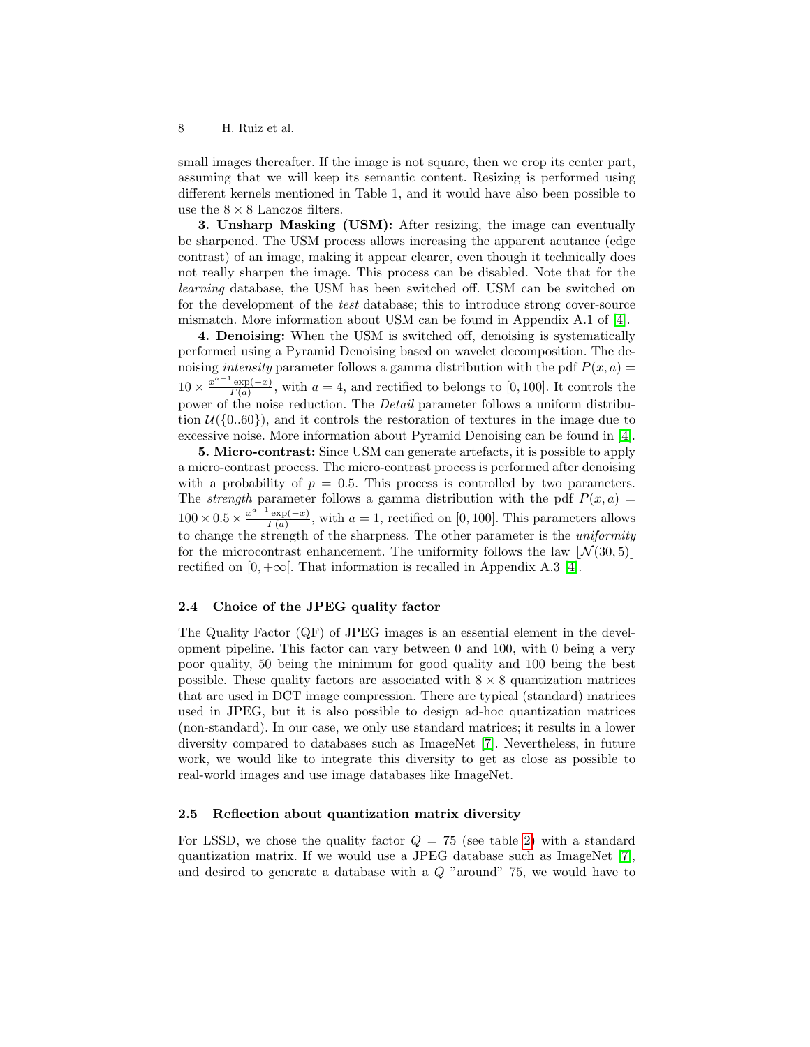small images thereafter. If the image is not square, then we crop its center part, assuming that we will keep its semantic content. Resizing is performed using different kernels mentioned in Table 1, and it would have also been possible to use the $8 \times 8$ Lanczos filters.

**3. Unsharp Masking (USM):** After resizing, the image can eventually be sharpened. The USM process allows increasing the apparent acutance (edge contrast) of an image, making it appear clearer, even though it technically does not really sharpen the image. This process can be disabled. Note that for the *learning* database, the USM has been switched off. USM can be switched on for the development of the *test* database; this to introduce strong cover-source mismatch. More information about USM can be found in Appendix A.1 of [4].

**4. Denoising:** When the USM is switched off, denoising is systematically performed using a Pyramid Denoising based on wavelet decomposition. The denoising *intensity* parameter follows a gamma distribution with the pdf $P(x, a) = 10 \times \frac{x^{a-1}\exp(-x)}{\Gamma(a)}$, with $a = 4$, and rectified to belongs to $[0, 100]$. It controls the power of the noise reduction. The *Detail* parameter follows a uniform distribution $\mathcal{U}(\{0..60\})$, and it controls the restoration of textures in the image due to excessive noise. More information about Pyramid Denoising can be found in [4].

**5. Micro-contrast:** Since USM can generate artefacts, it is possible to apply a micro-contrast process. The micro-contrast process is performed after denoising with a probability of $p = 0.5$. This process is controlled by two parameters. The *strength* parameter follows a gamma distribution with the pdf $P(x, a) = 100 \times 0.5 \times \frac{x^{a-1}\exp(-x)}{\Gamma(a)}$, with $a = 1$, rectified on $[0, 100]$. This parameters allows to change the strength of the sharpness. The other parameter is the *uniformity* for the microcontrast enhancement. The uniformity follows the law $\lfloor \mathcal{N}(30, 5) \rfloor$ rectified on $[0, +\infty[$. That information is recalled in Appendix A.3 [4].

### 2.4 Choice of the JPEG quality factor

The Quality Factor (QF) of JPEG images is an essential element in the development pipeline. This factor can vary between 0 and 100, with 0 being a very poor quality, 50 being the minimum for good quality and 100 being the best possible. These quality factors are associated with $8 \times 8$ quantization matrices that are used in DCT image compression. There are typical (standard) matrices used in JPEG, but it is also possible to design ad-hoc quantization matrices (non-standard). In our case, we only use standard matrices; it results in a lower diversity compared to databases such as ImageNet [7]. Nevertheless, in future work, we would like to integrate this diversity to get as close as possible to real-world images and use image databases like ImageNet.

### 2.5 Reflection about quantization matrix diversity

For LSSD, we chose the quality factor $Q = 75$ (see table 2) with a standard quantization matrix. If we would use a JPEG database such as ImageNet [7], and desired to generate a database with a $Q$ "around" 75, we would have to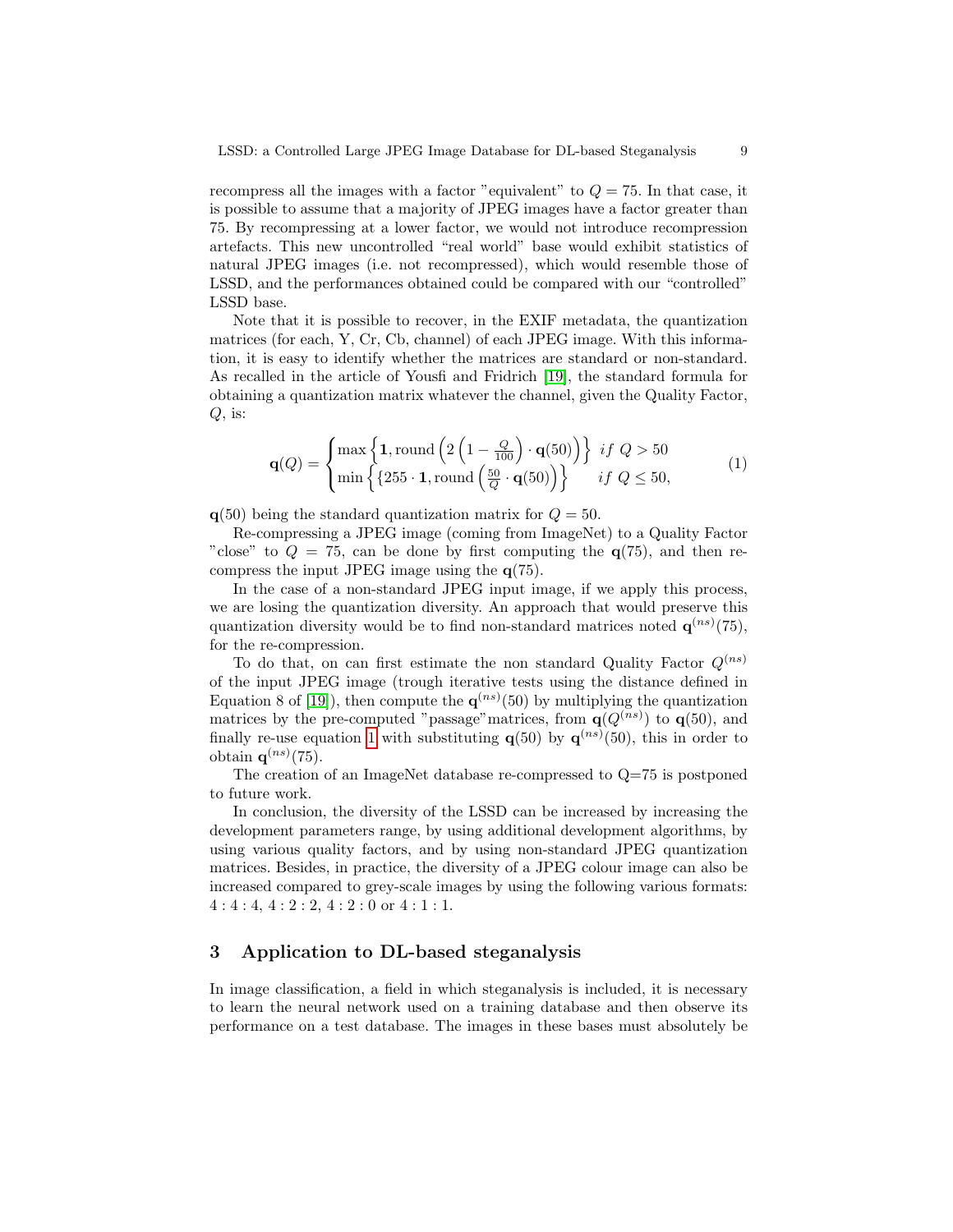recompress all the images with a factor "equivalent" to $Q = 75$. In that case, it is possible to assume that a majority of JPEG images have a factor greater than 75. By recompressing at a lower factor, we would not introduce recompression artefacts. This new uncontrolled "real world" base would exhibit statistics of natural JPEG images (i.e. not recompressed), which would resemble those of LSSD, and the performances obtained could be compared with our "controlled" LSSD base.

Note that it is possible to recover, in the EXIF metadata, the quantization matrices (for each, Y, Cr, Cb, channel) of each JPEG image. With this information, it is easy to identify whether the matrices are standard or non-standard. As recalled in the article of Yousfi and Fridrich [19], the standard formula for obtaining a quantization matrix whatever the channel, given the Quality Factor, $Q$, is:

$$\mathbf{q}(Q) = \begin{cases} \max\left\{\mathbf{1}, \text{round}\left(2\left(1 - \frac{Q}{100}\right) \cdot \mathbf{q}(50)\right)\right\} & if\ Q > 50 \\ \min\left\{\{255 \cdot \mathbf{1}, \text{round}\left(\frac{50}{Q} \cdot \mathbf{q}(50)\right)\right\} & if\ Q \leq 50, \end{cases} \tag{1}$$

$\mathbf{q}(50)$ being the standard quantization matrix for $Q = 50$.

Re-compressing a JPEG image (coming from ImageNet) to a Quality Factor "close" to $Q = 75$, can be done by first computing the $\mathbf{q}(75)$, and then re-compress the input JPEG image using the $\mathbf{q}(75)$.

In the case of a non-standard JPEG input image, if we apply this process, we are losing the quantization diversity. An approach that would preserve this quantization diversity would be to find non-standard matrices noted $\mathbf{q}^{(ns)}(75)$, for the re-compression.

To do that, on can first estimate the non standard Quality Factor $Q^{(ns)}$ of the input JPEG image (trough iterative tests using the distance defined in Equation 8 of [19]), then compute the $\mathbf{q}^{(ns)}(50)$ by multiplying the quantization matrices by the pre-computed "passage"matrices, from $\mathbf{q}(Q^{(ns)})$ to $\mathbf{q}(50)$, and finally re-use equation 1 with substituting $\mathbf{q}(50)$ by $\mathbf{q}^{(ns)}(50)$, this in order to obtain $\mathbf{q}^{(ns)}(75)$.

The creation of an ImageNet database re-compressed to Q=75 is postponed to future work.

In conclusion, the diversity of the LSSD can be increased by increasing the development parameters range, by using additional development algorithms, by using various quality factors, and by using non-standard JPEG quantization matrices. Besides, in practice, the diversity of a JPEG colour image can also be increased compared to grey-scale images by using the following various formats: $4:4:4$, $4:2:2$, $4:2:0$ or $4:1:1$.

## 3 Application to DL-based steganalysis

In image classification, a field in which steganalysis is included, it is necessary to learn the neural network used on a training database and then observe its performance on a test database. The images in these bases must absolutely be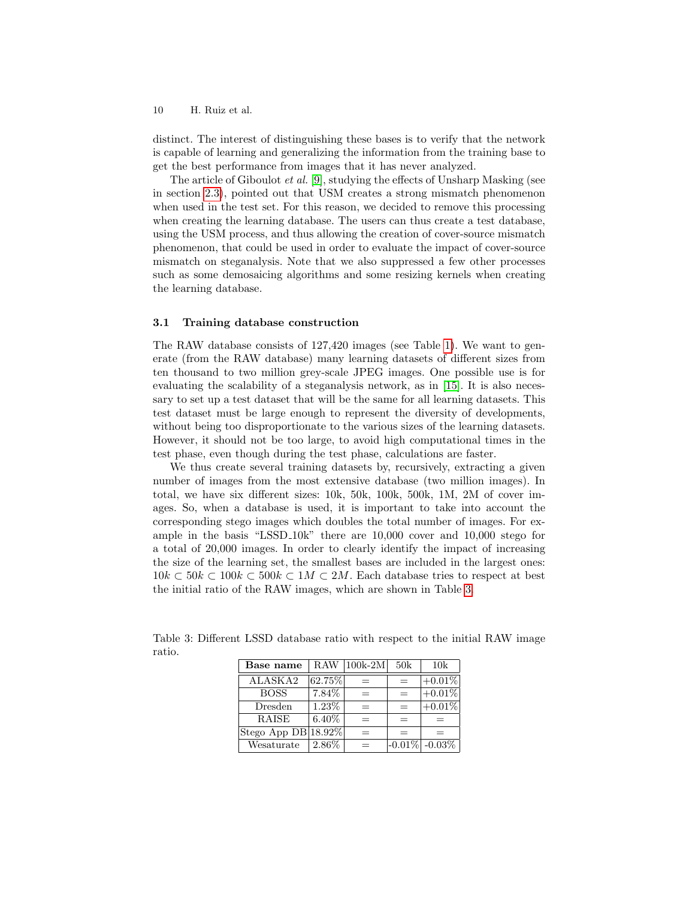distinct. The interest of distinguishing these bases is to verify that the network is capable of learning and generalizing the information from the training base to get the best performance from images that it has never analyzed.

The article of Giboulot *et al.* [9], studying the effects of Unsharp Masking (see in section 2.3), pointed out that USM creates a strong mismatch phenomenon when used in the test set. For this reason, we decided to remove this processing when creating the learning database. The users can thus create a test database, using the USM process, and thus allowing the creation of cover-source mismatch phenomenon, that could be used in order to evaluate the impact of cover-source mismatch on steganalysis. Note that we also suppressed a few other processes such as some demosaicing algorithms and some resizing kernels when creating the learning database.

### 3.1 Training database construction

The RAW database consists of 127,420 images (see Table 1). We want to generate (from the RAW database) many learning datasets of different sizes from ten thousand to two million grey-scale JPEG images. One possible use is for evaluating the scalability of a steganalysis network, as in [15]. It is also necessary to set up a test dataset that will be the same for all learning datasets. This test dataset must be large enough to represent the diversity of developments, without being too disproportionate to the various sizes of the learning datasets. However, it should not be too large, to avoid high computational times in the test phase, even though during the test phase, calculations are faster.

We thus create several training datasets by, recursively, extracting a given number of images from the most extensive database (two million images). In total, we have six different sizes: 10k, 50k, 100k, 500k, 1M, 2M of cover images. So, when a database is used, it is important to take into account the corresponding stego images which doubles the total number of images. For example in the basis "LSSD_10k" there are 10,000 cover and 10,000 stego for a total of 20,000 images. In order to clearly identify the impact of increasing the size of the learning set, the smallest bases are included in the largest ones: $10k \subset 50k \subset 100k \subset 500k \subset 1M \subset 2M$. Each database tries to respect at best the initial ratio of the RAW images, which are shown in Table 3.

Table 3: Different LSSD database ratio with respect to the initial RAW image ratio.

| **Base name** | RAW | 100k-2M | 50k | 10k |
|---|---|---|---|---|
| ALASKA2 | 62.75% | = | = | +0.01% |
| BOSS | 7.84% | = | = | +0.01% |
| Dresden | 1.23% | = | = | +0.01% |
| RAISE | 6.40% | = | = | = |
| Stego App DB | 18.92% | = | = | = |
| Wesaturate | 2.86% | = | -0.01% | -0.03% |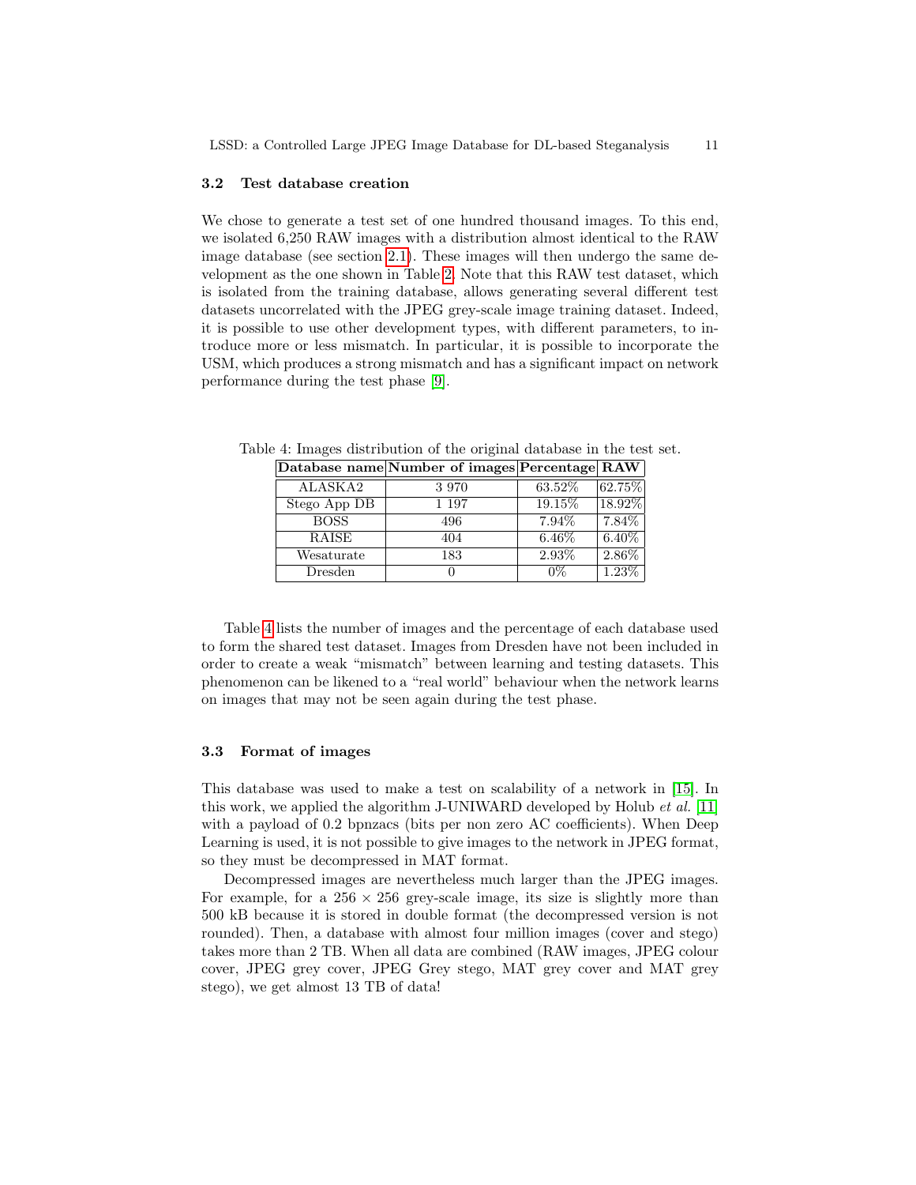### 3.2 Test database creation

We chose to generate a test set of one hundred thousand images. To this end, we isolated 6,250 RAW images with a distribution almost identical to the RAW image database (see section 2.1). These images will then undergo the same development as the one shown in Table 2. Note that this RAW test dataset, which is isolated from the training database, allows generating several different test datasets uncorrelated with the JPEG grey-scale image training dataset. Indeed, it is possible to use other development types, with different parameters, to introduce more or less mismatch. In particular, it is possible to incorporate the USM, which produces a strong mismatch and has a significant impact on network performance during the test phase [9].

Table 4: Images distribution of the original database in the test set.

| Database name | Number of images | Percentage | RAW |
|---|---|---|---|
| ALASKA2 | 3 970 | 63.52% | 62.75% |
| Stego App DB | 1 197 | 19.15% | 18.92% |
| BOSS | 496 | 7.94% | 7.84% |
| RAISE | 404 | 6.46% | 6.40% |
| Wesaturate | 183 | 2.93% | 2.86% |
| Dresden | 0 | 0% | 1.23% |

Table 4 lists the number of images and the percentage of each database used to form the shared test dataset. Images from Dresden have not been included in order to create a weak "mismatch" between learning and testing datasets. This phenomenon can be likened to a "real world" behaviour when the network learns on images that may not be seen again during the test phase.

### 3.3 Format of images

This database was used to make a test on scalability of a network in [15]. In this work, we applied the algorithm J-UNIWARD developed by Holub *et al.* [11] with a payload of 0.2 bpnzacs (bits per non zero AC coefficients). When Deep Learning is used, it is not possible to give images to the network in JPEG format, so they must be decompressed in MAT format.

Decompressed images are nevertheless much larger than the JPEG images. For example, for a $256 \times 256$ grey-scale image, its size is slightly more than 500 kB because it is stored in double format (the decompressed version is not rounded). Then, a database with almost four million images (cover and stego) takes more than 2 TB. When all data are combined (RAW images, JPEG colour cover, JPEG grey cover, JPEG Grey stego, MAT grey cover and MAT grey stego), we get almost 13 TB of data!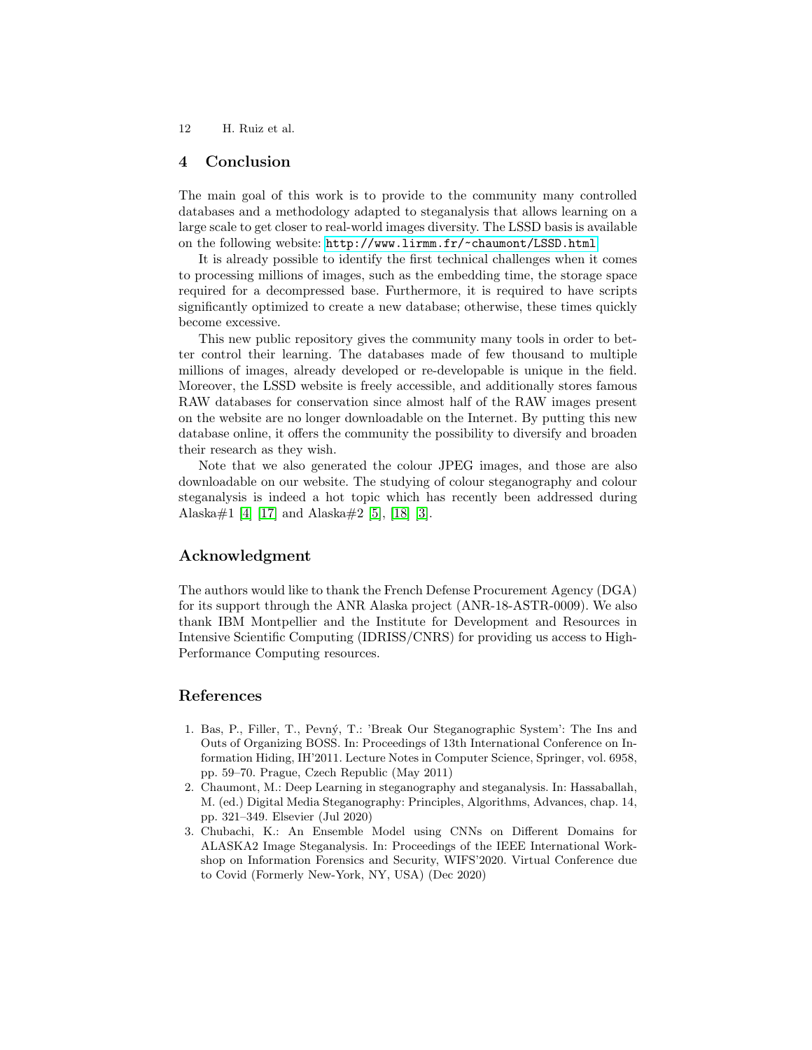## 4 Conclusion

The main goal of this work is to provide to the community many controlled databases and a methodology adapted to steganalysis that allows learning on a large scale to get closer to real-world images diversity. The LSSD basis is available on the following website: http://www.lirmm.fr/~chaumont/LSSD.html

It is already possible to identify the first technical challenges when it comes to processing millions of images, such as the embedding time, the storage space required for a decompressed base. Furthermore, it is required to have scripts significantly optimized to create a new database; otherwise, these times quickly become excessive.

This new public repository gives the community many tools in order to better control their learning. The databases made of few thousand to multiple millions of images, already developed or re-developable is unique in the field. Moreover, the LSSD website is freely accessible, and additionally stores famous RAW databases for conservation since almost half of the RAW images present on the website are no longer downloadable on the Internet. By putting this new database online, it offers the community the possibility to diversify and broaden their research as they wish.

Note that we also generated the colour JPEG images, and those are also downloadable on our website. The studying of colour steganography and colour steganalysis is indeed a hot topic which has recently been addressed during Alaska#1 [4] [17] and Alaska#2 [5], [18] [3].

## Acknowledgment

The authors would like to thank the French Defense Procurement Agency (DGA) for its support through the ANR Alaska project (ANR-18-ASTR-0009). We also thank IBM Montpellier and the Institute for Development and Resources in Intensive Scientific Computing (IDRISS/CNRS) for providing us access to High-Performance Computing resources.

## References

1. Bas, P., Filler, T., Pevný, T.: 'Break Our Steganographic System': The Ins and Outs of Organizing BOSS. In: Proceedings of 13th International Conference on Information Hiding, IH'2011. Lecture Notes in Computer Science, Springer, vol. 6958, pp. 59–70. Prague, Czech Republic (May 2011)
2. Chaumont, M.: Deep Learning in steganography and steganalysis. In: Hassaballah, M. (ed.) Digital Media Steganography: Principles, Algorithms, Advances, chap. 14, pp. 321–349. Elsevier (Jul 2020)
3. Chubachi, K.: An Ensemble Model using CNNs on Different Domains for ALASKA2 Image Steganalysis. In: Proceedings of the IEEE International Workshop on Information Forensics and Security, WIFS'2020. Virtual Conference due to Covid (Formerly New-York, NY, USA) (Dec 2020)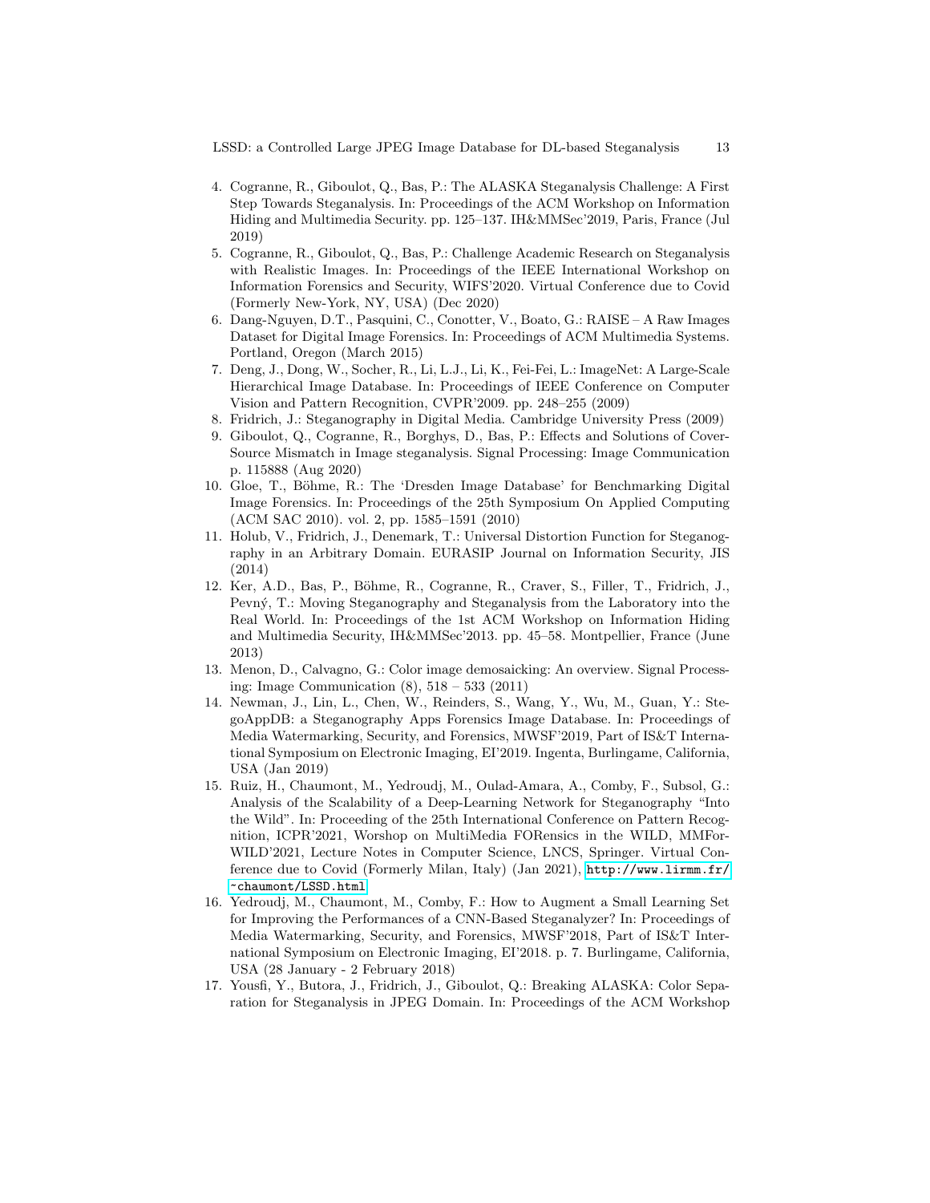4. Cogranne, R., Giboulot, Q., Bas, P.: The ALASKA Steganalysis Challenge: A First Step Towards Steganalysis. In: Proceedings of the ACM Workshop on Information Hiding and Multimedia Security. pp. 125–137. IH&MMSec'2019, Paris, France (Jul 2019)
5. Cogranne, R., Giboulot, Q., Bas, P.: Challenge Academic Research on Steganalysis with Realistic Images. In: Proceedings of the IEEE International Workshop on Information Forensics and Security, WIFS'2020. Virtual Conference due to Covid (Formerly New-York, NY, USA) (Dec 2020)
6. Dang-Nguyen, D.T., Pasquini, C., Conotter, V., Boato, G.: RAISE – A Raw Images Dataset for Digital Image Forensics. In: Proceedings of ACM Multimedia Systems. Portland, Oregon (March 2015)
7. Deng, J., Dong, W., Socher, R., Li, L.J., Li, K., Fei-Fei, L.: ImageNet: A Large-Scale Hierarchical Image Database. In: Proceedings of IEEE Conference on Computer Vision and Pattern Recognition, CVPR'2009. pp. 248–255 (2009)
8. Fridrich, J.: Steganography in Digital Media. Cambridge University Press (2009)
9. Giboulot, Q., Cogranne, R., Borghys, D., Bas, P.: Effects and Solutions of Cover-Source Mismatch in Image steganalysis. Signal Processing: Image Communication p. 115888 (Aug 2020)
10. Gloe, T., Böhme, R.: The 'Dresden Image Database' for Benchmarking Digital Image Forensics. In: Proceedings of the 25th Symposium On Applied Computing (ACM SAC 2010). vol. 2, pp. 1585–1591 (2010)
11. Holub, V., Fridrich, J., Denemark, T.: Universal Distortion Function for Steganography in an Arbitrary Domain. EURASIP Journal on Information Security, JIS (2014)
12. Ker, A.D., Bas, P., Böhme, R., Cogranne, R., Craver, S., Filler, T., Fridrich, J., Pevný, T.: Moving Steganography and Steganalysis from the Laboratory into the Real World. In: Proceedings of the 1st ACM Workshop on Information Hiding and Multimedia Security, IH&MMSec'2013. pp. 45–58. Montpellier, France (June 2013)
13. Menon, D., Calvagno, G.: Color image demosaicking: An overview. Signal Processing: Image Communication (8), 518 – 533 (2011)
14. Newman, J., Lin, L., Chen, W., Reinders, S., Wang, Y., Wu, M., Guan, Y.: StegoAppDB: a Steganography Apps Forensics Image Database. In: Proceedings of Media Watermarking, Security, and Forensics, MWSF'2019, Part of IS&T International Symposium on Electronic Imaging, EI'2019. Ingenta, Burlingame, California, USA (Jan 2019)
15. Ruiz, H., Chaumont, M., Yedroudj, M., Oulad-Amara, A., Comby, F., Subsol, G.: Analysis of the Scalability of a Deep-Learning Network for Steganography "Into the Wild". In: Proceeding of the 25th International Conference on Pattern Recognition, ICPR'2021, Worshop on MultiMedia FORensics in the WILD, MMForWILD'2021, Lecture Notes in Computer Science, LNCS, Springer. Virtual Conference due to Covid (Formerly Milan, Italy) (Jan 2021), http://www.lirmm.fr/~chaumont/LSSD.html
16. Yedroudj, M., Chaumont, M., Comby, F.: How to Augment a Small Learning Set for Improving the Performances of a CNN-Based Steganalyzer? In: Proceedings of Media Watermarking, Security, and Forensics, MWSF'2018, Part of IS&T International Symposium on Electronic Imaging, EI'2018. p. 7. Burlingame, California, USA (28 January - 2 February 2018)
17. Yousfi, Y., Butora, J., Fridrich, J., Giboulot, Q.: Breaking ALASKA: Color Separation for Steganalysis in JPEG Domain. In: Proceedings of the ACM Workshop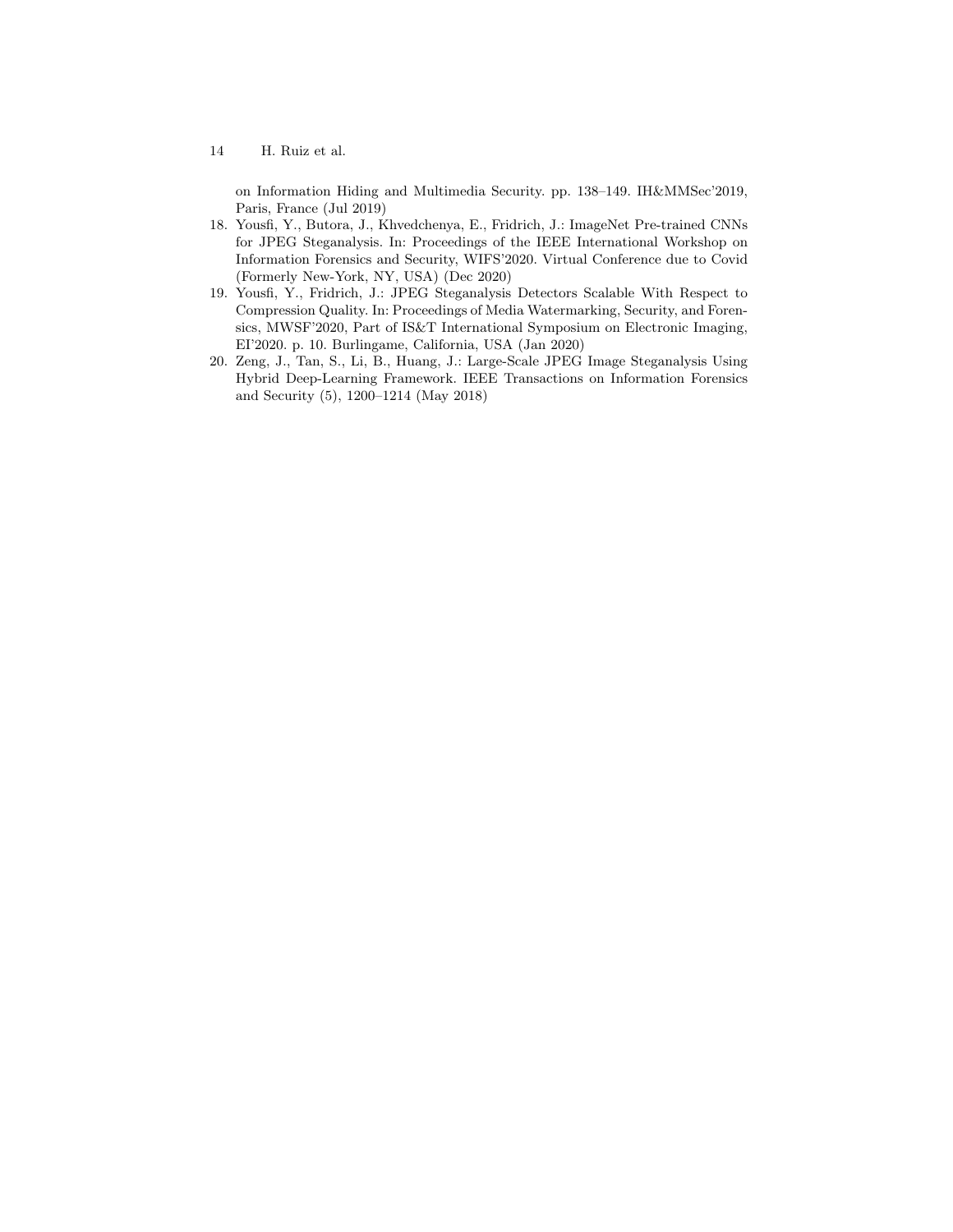on Information Hiding and Multimedia Security. pp. 138–149. IH&MMSec'2019, Paris, France (Jul 2019)

18. Yousfi, Y., Butora, J., Khvedchenya, E., Fridrich, J.: ImageNet Pre-trained CNNs for JPEG Steganalysis. In: Proceedings of the IEEE International Workshop on Information Forensics and Security, WIFS'2020. Virtual Conference due to Covid (Formerly New-York, NY, USA) (Dec 2020)
19. Yousfi, Y., Fridrich, J.: JPEG Steganalysis Detectors Scalable With Respect to Compression Quality. In: Proceedings of Media Watermarking, Security, and Forensics, MWSF'2020, Part of IS&T International Symposium on Electronic Imaging, EI'2020. p. 10. Burlingame, California, USA (Jan 2020)
20. Zeng, J., Tan, S., Li, B., Huang, J.: Large-Scale JPEG Image Steganalysis Using Hybrid Deep-Learning Framework. IEEE Transactions on Information Forensics and Security (5), 1200–1214 (May 2018)